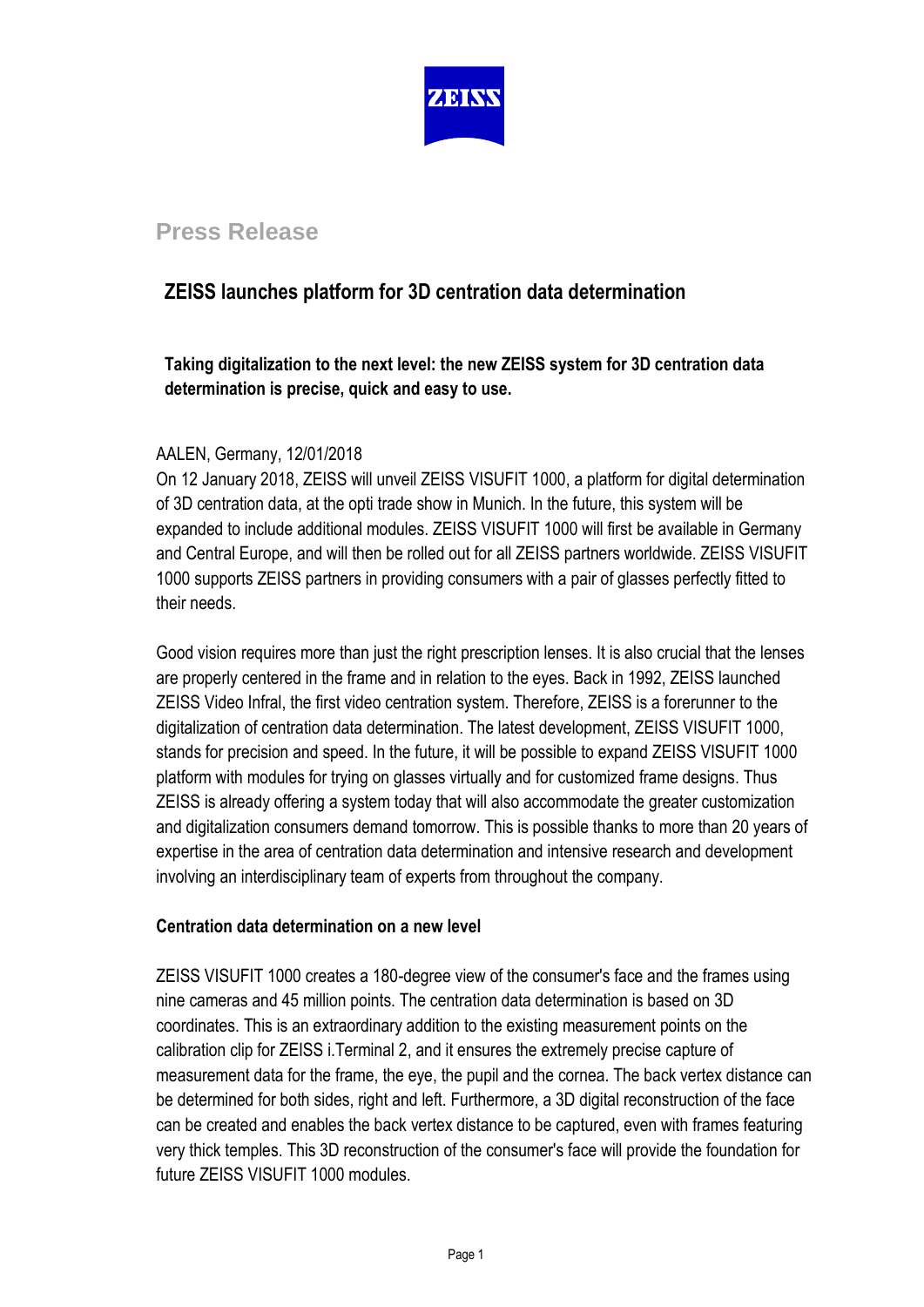# Press Release

## ZEISS launches platform for 3D centration data determination

**Taking digitalization to the next level: the new ZEISS system for 3D centration data determination is precise, quick and easy to use.**

AALEN, Germany, 12/01/2018

On 12 January 2018, ZEISS will unveil ZEISS VISUFIT 1000, a platform for digital determination of 3D centration data, at the opti trade show in Munich. In the future, this system will be expanded to include additional modules. ZEISS VISUFIT 1000 will first be available in Germany and Central Europe, and will then be rolled out for all ZEISS partners worldwide. ZEISS VISUFIT 1000 supports ZEISS partners in providing consumers with a pair of glasses perfectly fitted to their needs.

Good vision requires more than just the right prescription lenses. It is also crucial that the lenses are properly centered in the frame and in relation to the eyes. Back in 1992, ZEISS launched ZEISS Video Infral, the first video centration system. Therefore, ZEISS is a forerunner to the digitalization of centration data determination. The latest development, ZEISS VISUFIT 1000, stands for precision and speed. In the future, it will be possible to expand ZEISS VISUFIT 1000 platform with modules for trying on glasses virtually and for customized frame designs. Thus ZEISS is already offering a system today that will also accommodate the greater customization and digitalization consumers demand tomorrow. This is possible thanks to more than 20 years of expertise in the area of centration data determination and intensive research and development involving an interdisciplinary team of experts from throughout the company.

### Centration data determination on a new level

ZEISS VISUFIT 1000 creates a 180-degree view of the consumer's face and the frames using nine cameras and 45 million points. The centration data determination is based on 3D coordinates. This is an extraordinary addition to the existing measurement points on the calibration clip for ZEISS i.Terminal 2, and it ensures the extremely precise capture of measurement data for the frame, the eye, the pupil and the cornea. The back vertex distance can be determined for both sides, right and left. Furthermore, a 3D digital reconstruction of the face can be created and enables the back vertex distance to be captured, even with frames featuring very thick temples. This 3D reconstruction of the consumer's face will provide the foundation for future ZEISS VISUFIT 1000 modules.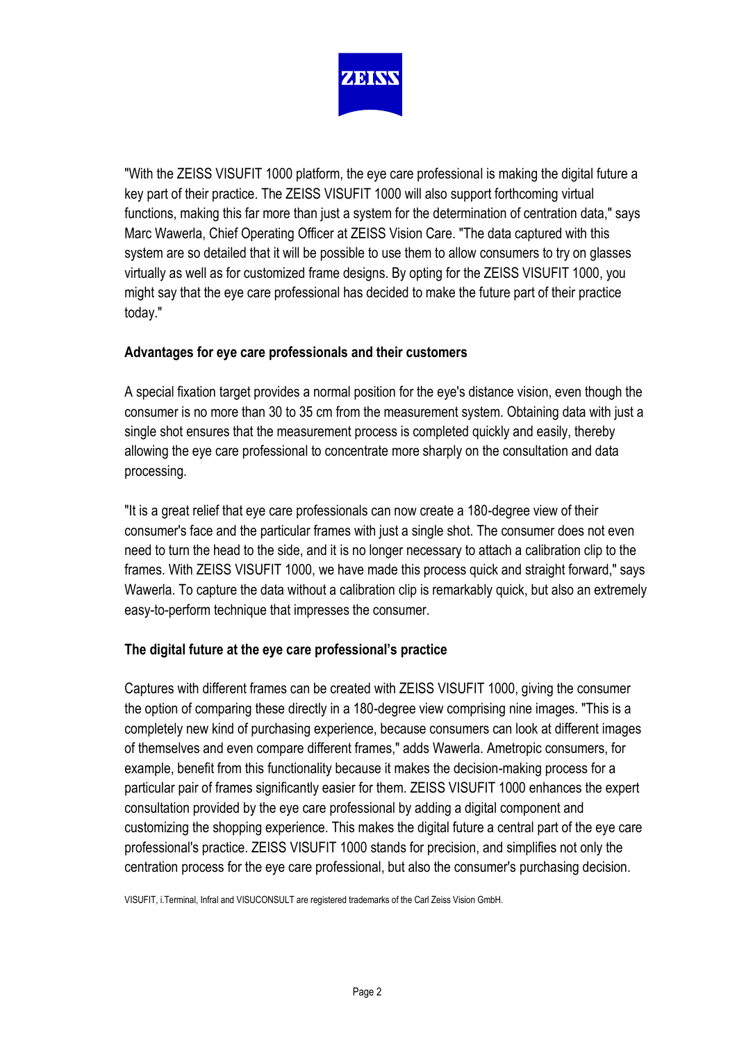"With the ZEISS VISUFIT 1000 platform, the eye care professional is making the digital future a key part of their practice. The ZEISS VISUFIT 1000 will also support forthcoming virtual functions, making this far more than just a system for the determination of centration data," says Marc Wawerla, Chief Operating Officer at ZEISS Vision Care. "The data captured with this system are so detailed that it will be possible to use them to allow consumers to try on glasses virtually as well as for customized frame designs. By opting for the ZEISS VISUFIT 1000, you might say that the eye care professional has decided to make the future part of their practice today."

**Advantages for eye care professionals and their customers**

A special fixation target provides a normal position for the eye's distance vision, even though the consumer is no more than 30 to 35 cm from the measurement system. Obtaining data with just a single shot ensures that the measurement process is completed quickly and easily, thereby allowing the eye care professional to concentrate more sharply on the consultation and data processing.

"It is a great relief that eye care professionals can now create a 180-degree view of their consumer's face and the particular frames with just a single shot. The consumer does not even need to turn the head to the side, and it is no longer necessary to attach a calibration clip to the frames. With ZEISS VISUFIT 1000, we have made this process quick and straight forward," says Wawerla. To capture the data without a calibration clip is remarkably quick, but also an extremely easy-to-perform technique that impresses the consumer.

**The digital future at the eye care professional's practice**

Captures with different frames can be created with ZEISS VISUFIT 1000, giving the consumer the option of comparing these directly in a 180-degree view comprising nine images. "This is a completely new kind of purchasing experience, because consumers can look at different images of themselves and even compare different frames," adds Wawerla. Ametropic consumers, for example, benefit from this functionality because it makes the decision-making process for a particular pair of frames significantly easier for them. ZEISS VISUFIT 1000 enhances the expert consultation provided by the eye care professional by adding a digital component and customizing the shopping experience. This makes the digital future a central part of the eye care professional's practice. ZEISS VISUFIT 1000 stands for precision, and simplifies not only the centration process for the eye care professional, but also the consumer's purchasing decision.

VISUFIT, i.Terminal, Infral and VISUCONSULT are registered trademarks of the Carl Zeiss Vision GmbH.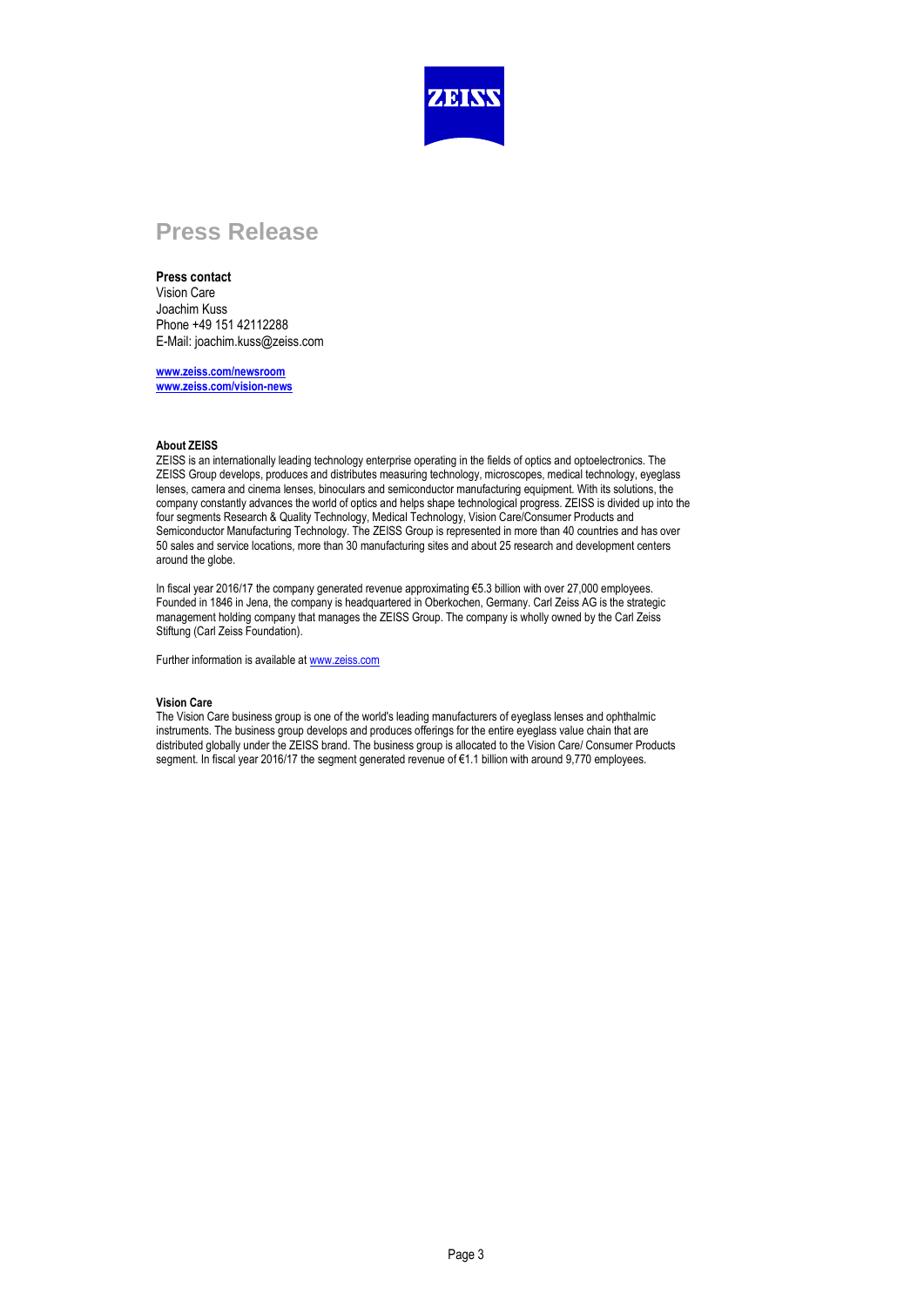# Press Release

**Press contact**
Vision Care
Joachim Kuss
Phone +49 151 42112288
E-Mail: joachim.kuss@zeiss.com

**www.zeiss.com/newsroom**
**www.zeiss.com/vision-news**

**About ZEISS**
ZEISS is an internationally leading technology enterprise operating in the fields of optics and optoelectronics. The ZEISS Group develops, produces and distributes measuring technology, microscopes, medical technology, eyeglass lenses, camera and cinema lenses, binoculars and semiconductor manufacturing equipment. With its solutions, the company constantly advances the world of optics and helps shape technological progress. ZEISS is divided up into the four segments Research & Quality Technology, Medical Technology, Vision Care/Consumer Products and Semiconductor Manufacturing Technology. The ZEISS Group is represented in more than 40 countries and has over 50 sales and service locations, more than 30 manufacturing sites and about 25 research and development centers around the globe.

In fiscal year 2016/17 the company generated revenue approximating €5.3 billion with over 27,000 employees. Founded in 1846 in Jena, the company is headquartered in Oberkochen, Germany. Carl Zeiss AG is the strategic management holding company that manages the ZEISS Group. The company is wholly owned by the Carl Zeiss Stiftung (Carl Zeiss Foundation).

Further information is available at www.zeiss.com

**Vision Care**
The Vision Care business group is one of the world's leading manufacturers of eyeglass lenses and ophthalmic instruments. The business group develops and produces offerings for the entire eyeglass value chain that are distributed globally under the ZEISS brand. The business group is allocated to the Vision Care/ Consumer Products segment. In fiscal year 2016/17 the segment generated revenue of €1.1 billion with around 9,770 employees.